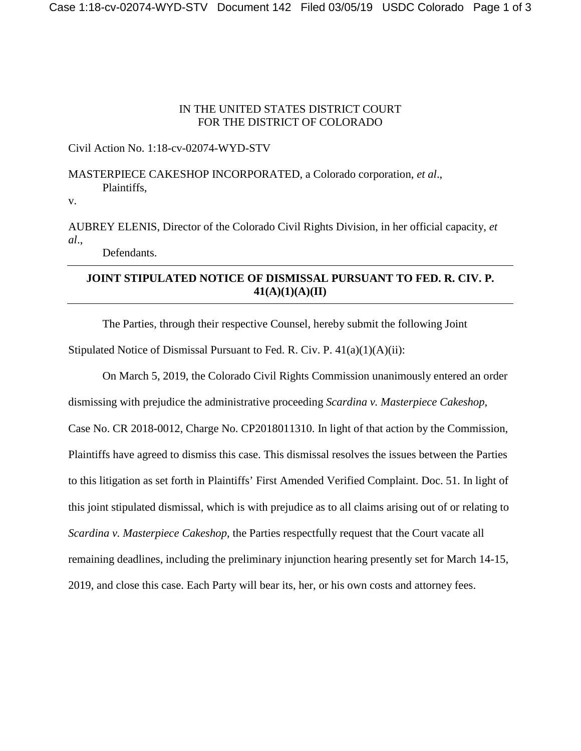IN THE UNITED STATES DISTRICT COURT
FOR THE DISTRICT OF COLORADO

Civil Action No. 1:18-cv-02074-WYD-STV

MASTERPIECE CAKESHOP INCORPORATED, a Colorado corporation, *et al*.,
Plaintiffs,

v.

AUBREY ELENIS, Director of the Colorado Civil Rights Division, in her official capacity, *et al*.,
Defendants.

---

**JOINT STIPULATED NOTICE OF DISMISSAL PURSUANT TO FED. R. CIV. P. 41(A)(1)(A)(II)**

---

The Parties, through their respective Counsel, hereby submit the following Joint Stipulated Notice of Dismissal Pursuant to Fed. R. Civ. P. 41(a)(1)(A)(ii):

On March 5, 2019, the Colorado Civil Rights Commission unanimously entered an order dismissing with prejudice the administrative proceeding *Scardina v. Masterpiece Cakeshop*, Case No. CR 2018-0012, Charge No. CP2018011310. In light of that action by the Commission, Plaintiffs have agreed to dismiss this case. This dismissal resolves the issues between the Parties to this litigation as set forth in Plaintiffs' First Amended Verified Complaint. Doc. 51. In light of this joint stipulated dismissal, which is with prejudice as to all claims arising out of or relating to *Scardina v. Masterpiece Cakeshop*, the Parties respectfully request that the Court vacate all remaining deadlines, including the preliminary injunction hearing presently set for March 14-15, 2019, and close this case. Each Party will bear its, her, or his own costs and attorney fees.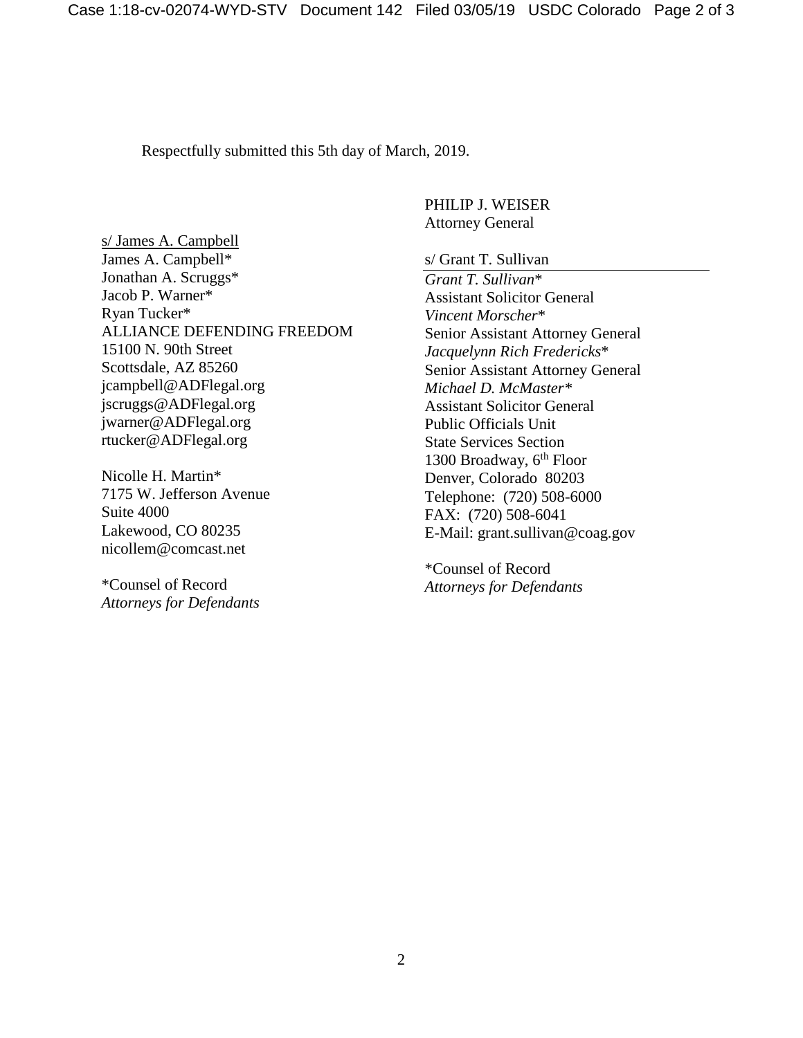Respectfully submitted this 5th day of March, 2019.

s/ James A. Campbell
James A. Campbell*
Jonathan A. Scruggs*
Jacob P. Warner*
Ryan Tucker*
ALLIANCE DEFENDING FREEDOM
15100 N. 90th Street
Scottsdale, AZ 85260
jcampbell@ADFlegal.org
jscruggs@ADFlegal.org
jwarner@ADFlegal.org
rtucker@ADFlegal.org

Nicolle H. Martin*
7175 W. Jefferson Avenue
Suite 4000
Lakewood, CO 80235
nicollem@comcast.net

*Counsel of Record
*Attorneys for Defendants*

PHILIP J. WEISER
Attorney General

s/ Grant T. Sullivan
*Grant T. Sullivan**
Assistant Solicitor General
*Vincent Morscher**
Senior Assistant Attorney General
*Jacquelynn Rich Fredericks**
Senior Assistant Attorney General
*Michael D. McMaster**
Assistant Solicitor General
Public Officials Unit
State Services Section
1300 Broadway, 6th Floor
Denver, Colorado 80203
Telephone: (720) 508-6000
FAX: (720) 508-6041
E-Mail: grant.sullivan@coag.gov

*Counsel of Record
*Attorneys for Defendants*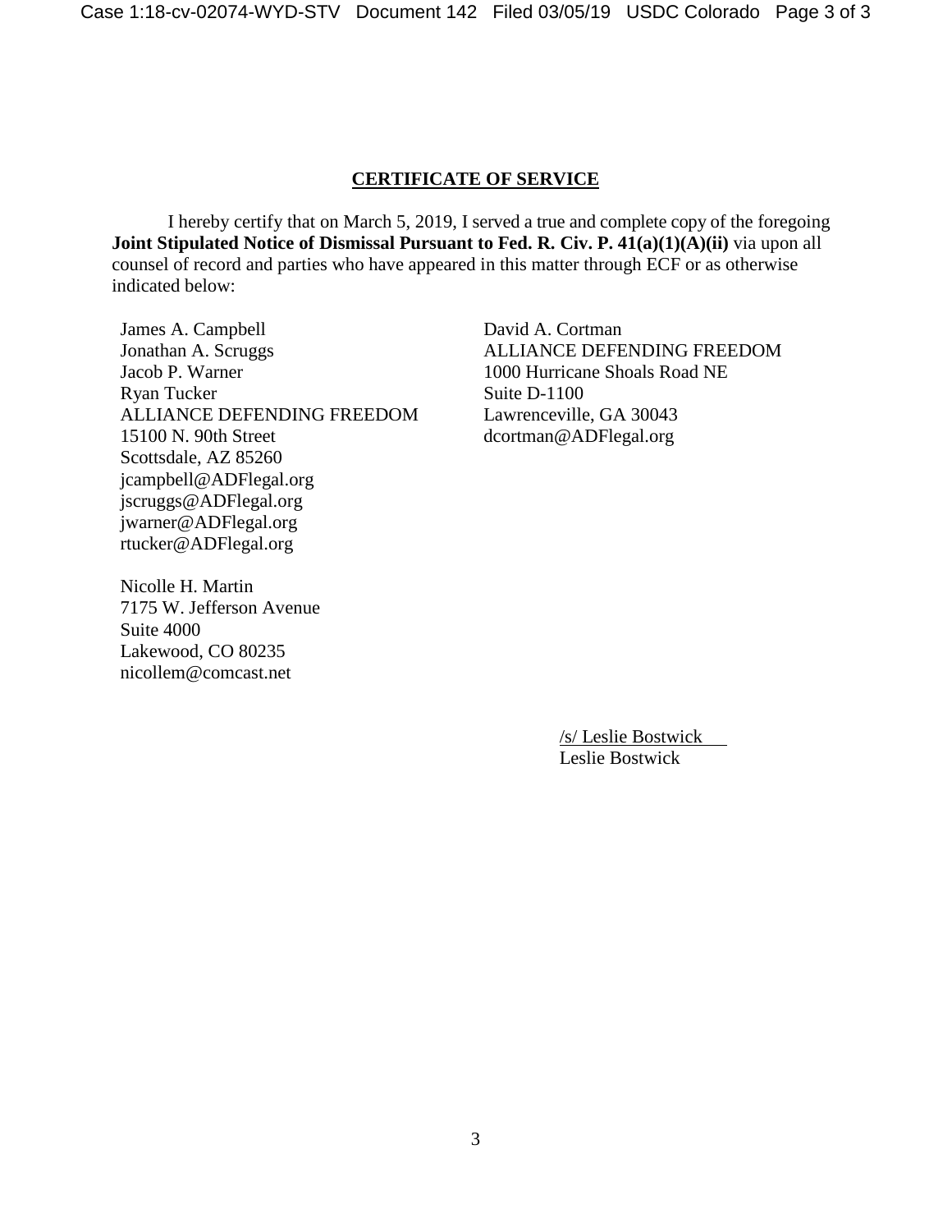## CERTIFICATE OF SERVICE

I hereby certify that on March 5, 2019, I served a true and complete copy of the foregoing **Joint Stipulated Notice of Dismissal Pursuant to Fed. R. Civ. P. 41(a)(1)(A)(ii)** via upon all counsel of record and parties who have appeared in this matter through ECF or as otherwise indicated below:

James A. Campbell
Jonathan A. Scruggs
Jacob P. Warner
Ryan Tucker
ALLIANCE DEFENDING FREEDOM
15100 N. 90th Street
Scottsdale, AZ 85260
jcampbell@ADFlegal.org
jscruggs@ADFlegal.org
jwarner@ADFlegal.org
rtucker@ADFlegal.org

David A. Cortman
ALLIANCE DEFENDING FREEDOM
1000 Hurricane Shoals Road NE
Suite D-1100
Lawrenceville, GA 30043
dcortman@ADFlegal.org

Nicolle H. Martin
7175 W. Jefferson Avenue
Suite 4000
Lakewood, CO 80235
nicollem@comcast.net

/s/ Leslie Bostwick
Leslie Bostwick